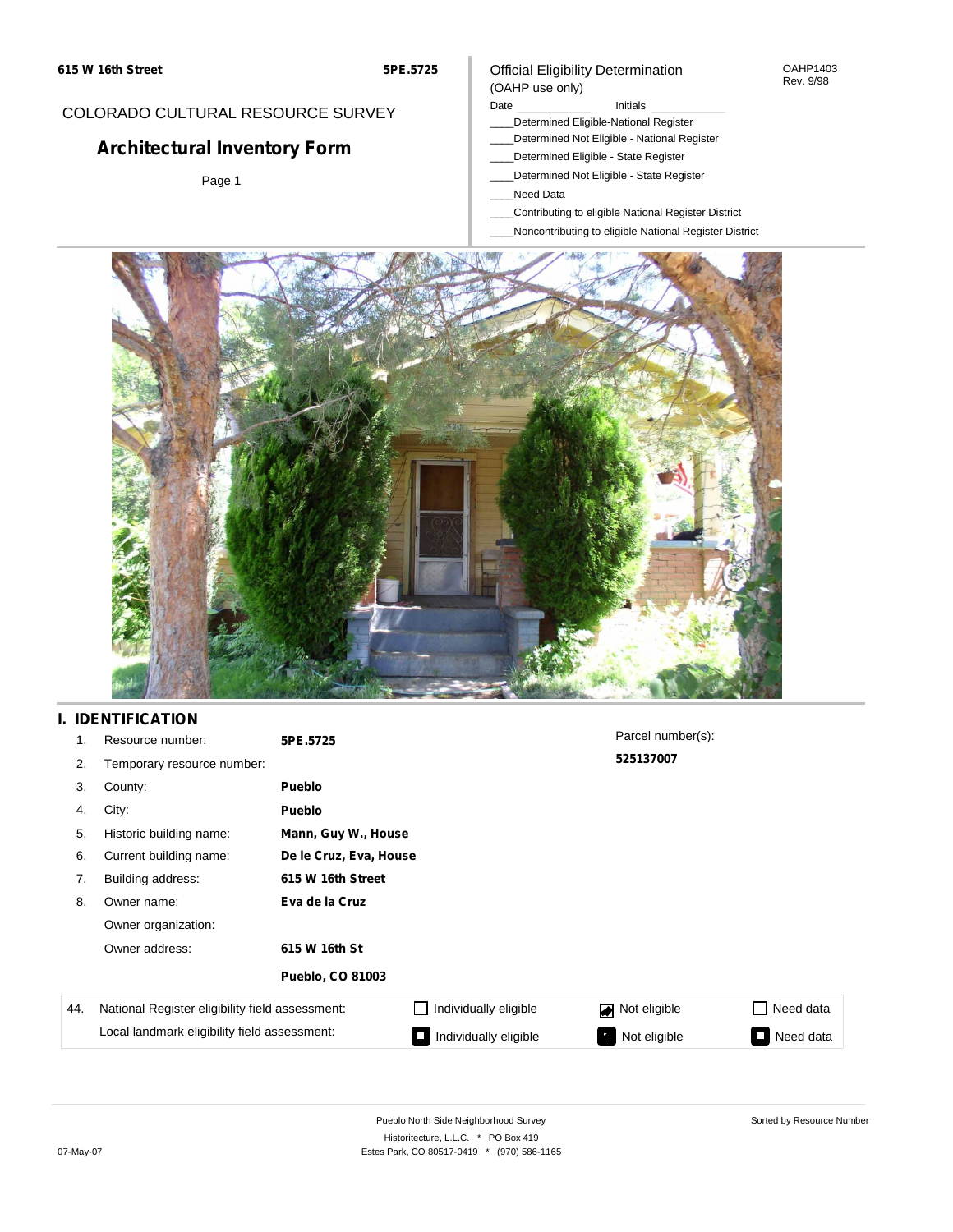615 W 16th Street

5PE.5725

COLORADO CULTURAL RESOURCE SURVEY

# Architectural Inventory Form

Official Eligibility Determination
(OAHP use only)

OAHP1403
Rev. 9/98

Date ____________ Initials ____________

____Determined Eligible-National Register
____Determined Not Eligible - National Register
____Determined Eligible - State Register
____Determined Not Eligible - State Register
____Need Data
____Contributing to eligible National Register District
____Noncontributing to eligible National Register District

## I. IDENTIFICATION

1. Resource number: **5PE.5725**
2. Temporary resource number:
3. County: **Pueblo**
4. City: **Pueblo**
5. Historic building name: **Mann, Guy W., House**
6. Current building name: **De le Cruz, Eva, House**
7. Building address: **615 W 16th Street**
8. Owner name: **Eva de la Cruz**

   Owner organization:

   Owner address: **615 W 16th St**

   **Pueblo, CO 81003**

Parcel number(s): **525137007**

| 44. | National Register eligibility field assessment: | ☐ Individually eligible | ☑ Not eligible | ☐ Need data |
|---|---|---|---|---|
| | Local landmark eligibility field assessment: | ■ Individually eligible | ■ Not eligible | ■ Need data |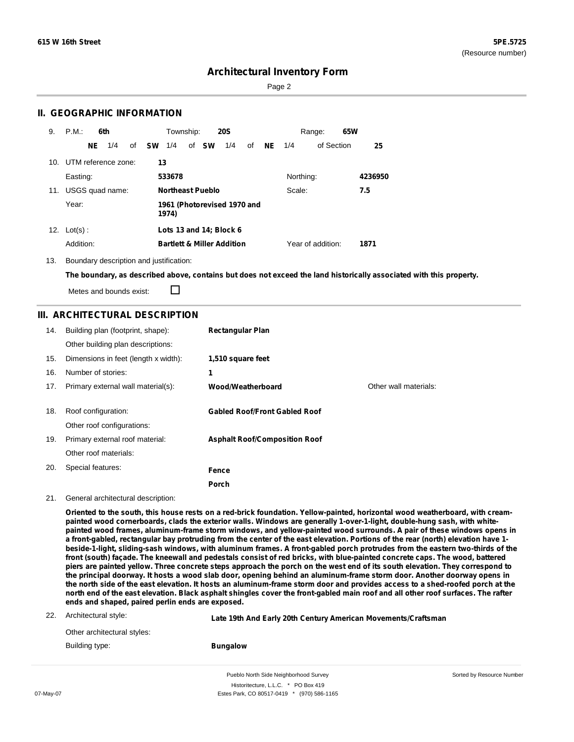**615 W 16th Street** **5PE.5725**
(Resource number)

# Architectural Inventory Form

## II. GEOGRAPHIC INFORMATION

9. P.M.: **6th** Township: **20S** Range: **65W**
**NE** 1/4 of **SW** 1/4 of **SW** 1/4 of **NE** 1/4 of Section **25**

10. UTM reference zone: **13**
Easting: **533678** Northing: **4236950**

11. USGS quad name: **Northeast Pueblo** Scale: **7.5**
Year: **1961 (Photorevised 1970 and 1974)**

12. Lot(s): **Lots 13 and 14; Block 6**
Addition: **Bartlett & Miller Addition** Year of addition: **1871**

13. Boundary description and justification:
**The boundary, as described above, contains but does not exceed the land historically associated with this property.**
Metes and bounds exist: ☐

## III. ARCHITECTURAL DESCRIPTION

14. Building plan (footprint, shape): **Rectangular Plan**
Other building plan descriptions:

15. Dimensions in feet (length x width): **1,510 square feet**

16. Number of stories: **1**

17. Primary external wall material(s): **Wood/Weatherboard** Other wall materials:

18. Roof configuration: **Gabled Roof/Front Gabled Roof**
Other roof configurations:

19. Primary external roof material: **Asphalt Roof/Composition Roof**
Other roof materials:

20. Special features: **Fence**
**Porch**

21. General architectural description:
**Oriented to the south, this house rests on a red-brick foundation. Yellow-painted, horizontal wood weatherboard, with cream-painted wood cornerboards, clads the exterior walls. Windows are generally 1-over-1-light, double-hung sash, with white-painted wood frames, aluminum-frame storm windows, and yellow-painted wood surrounds. A pair of these windows opens in a front-gabled, rectangular bay protruding from the center of the east elevation. Portions of the rear (north) elevation have 1-beside-1-light, sliding-sash windows, with aluminum frames. A front-gabled porch protrudes from the eastern two-thirds of the front (south) façade. The kneewall and pedestals consist of red bricks, with blue-painted concrete caps. The wood, battered piers are painted yellow. Three concrete steps approach the porch on the west end of its south elevation. They correspond to the principal doorway. It hosts a wood slab door, opening behind an aluminum-frame storm door. Another doorway opens in the north side of the east elevation. It hosts an aluminum-frame storm door and provides access to a shed-roofed porch at the north end of the east elevation. Black asphalt shingles cover the front-gabled main roof and all other roof surfaces. The rafter ends and shaped, paired perlin ends are exposed.**

22. Architectural style: **Late 19th And Early 20th Century American Movements/Craftsman**
Other architectural styles:
Building type: **Bungalow**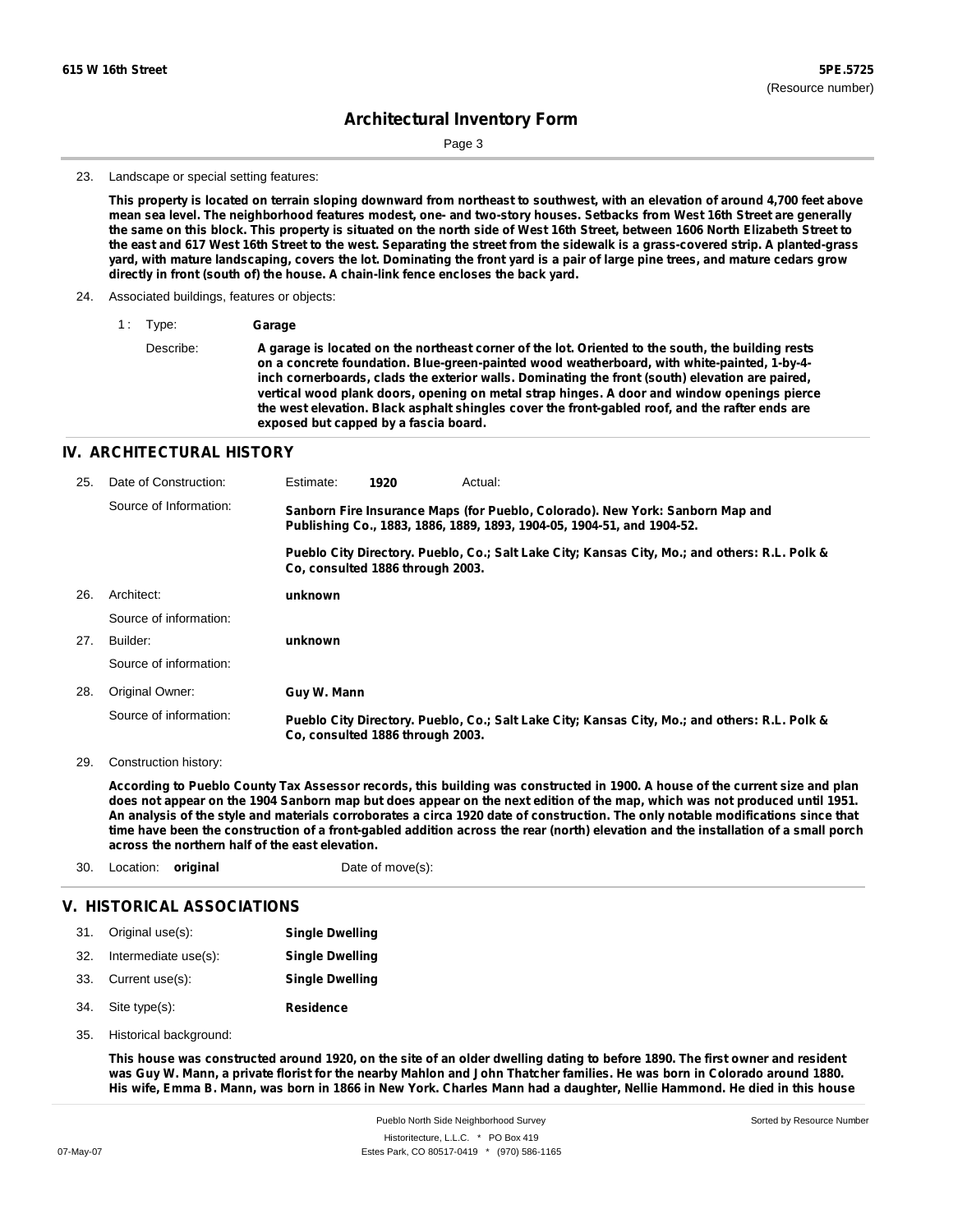## Architectural Inventory Form

23. Landscape or special setting features:

**This property is located on terrain sloping downward from northeast to southwest, with an elevation of around 4,700 feet above mean sea level. The neighborhood features modest, one- and two-story houses. Setbacks from West 16th Street are generally the same on this block. This property is situated on the north side of West 16th Street, between 1606 North Elizabeth Street to the east and 617 West 16th Street to the west. Separating the street from the sidewalk is a grass-covered strip. A planted-grass yard, with mature landscaping, covers the lot. Dominating the front yard is a pair of large pine trees, and mature cedars grow directly in front (south of) the house. A chain-link fence encloses the back yard.**

24. Associated buildings, features or objects:

1 : Type: **Garage**

Describe: **A garage is located on the northeast corner of the lot. Oriented to the south, the building rests on a concrete foundation. Blue-green-painted wood weatherboard, with white-painted, 1-by-4-inch cornerboards, clads the exterior walls. Dominating the front (south) elevation are paired, vertical wood plank doors, opening on metal strap hinges. A door and window openings pierce the west elevation. Black asphalt shingles cover the front-gabled roof, and the rafter ends are exposed but capped by a fascia board.**

## IV. ARCHITECTURAL HISTORY

25. Date of Construction: Estimate: **1920** Actual:

Source of Information: **Sanborn Fire Insurance Maps (for Pueblo, Colorado). New York: Sanborn Map and Publishing Co., 1883, 1886, 1889, 1893, 1904-05, 1904-51, and 1904-52.**

**Pueblo City Directory. Pueblo, Co.; Salt Lake City; Kansas City, Mo.; and others: R.L. Polk & Co, consulted 1886 through 2003.**

26. Architect: **unknown**

Source of information:

27. Builder: **unknown**

Source of information:

28. Original Owner: **Guy W. Mann**

Source of information: **Pueblo City Directory. Pueblo, Co.; Salt Lake City; Kansas City, Mo.; and others: R.L. Polk & Co, consulted 1886 through 2003.**

29. Construction history:

**According to Pueblo County Tax Assessor records, this building was constructed in 1900. A house of the current size and plan does not appear on the 1904 Sanborn map but does appear on the next edition of the map, which was not produced until 1951. An analysis of the style and materials corroborates a circa 1920 date of construction. The only notable modifications since that time have been the construction of a front-gabled addition across the rear (north) elevation and the installation of a small porch across the northern half of the east elevation.**

30. Location: **original** Date of move(s):

## V. HISTORICAL ASSOCIATIONS

31. Original use(s): **Single Dwelling**

32. Intermediate use(s): **Single Dwelling**

33. Current use(s): **Single Dwelling**

34. Site type(s): **Residence**

35. Historical background:

**This house was constructed around 1920, on the site of an older dwelling dating to before 1890. The first owner and resident was Guy W. Mann, a private florist for the nearby Mahlon and John Thatcher families. He was born in Colorado around 1880. His wife, Emma B. Mann, was born in 1866 in New York. Charles Mann had a daughter, Nellie Hammond. He died in this house**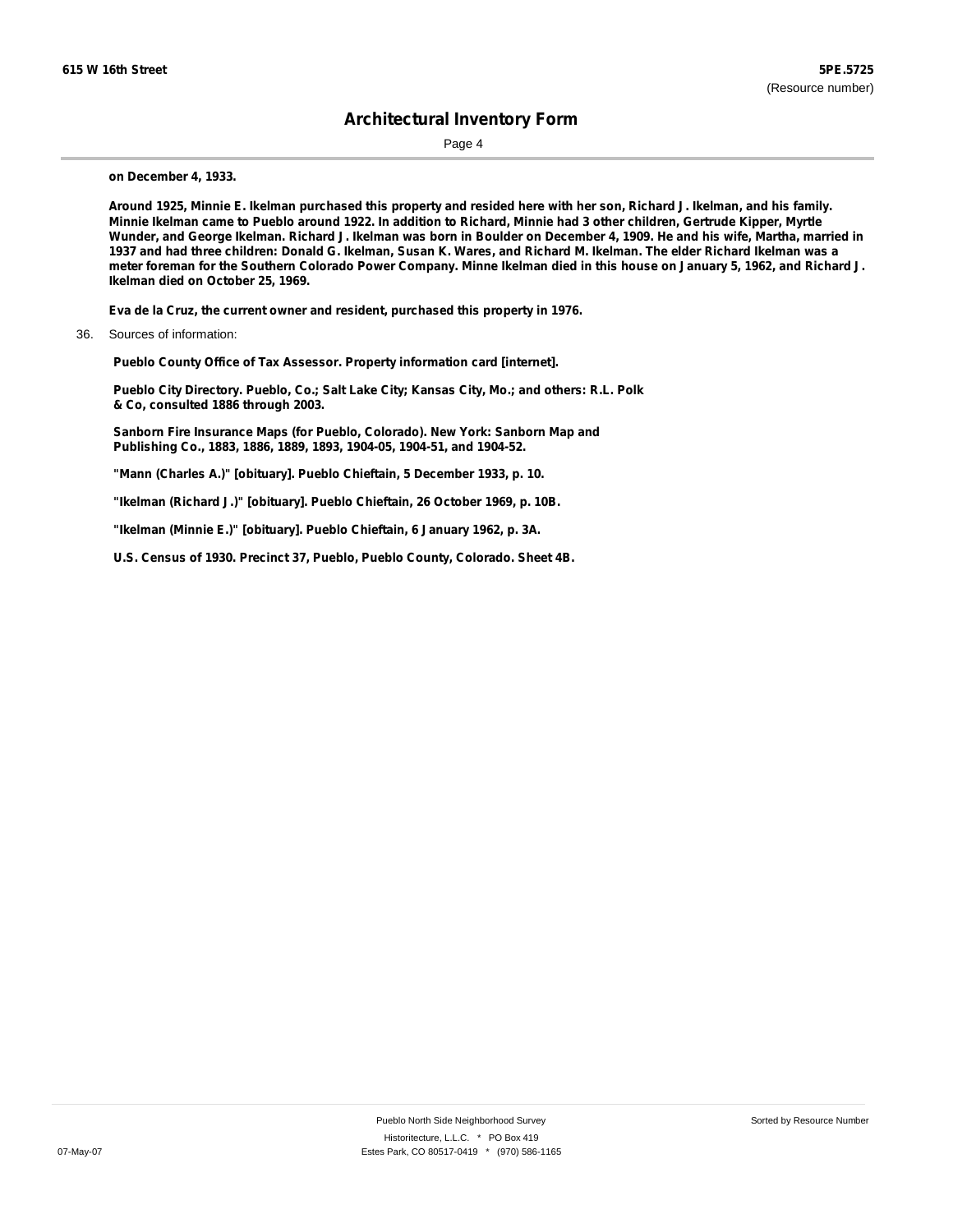**on December 4, 1933.**

**Around 1925, Minnie E. Ikelman purchased this property and resided here with her son, Richard J. Ikelman, and his family. Minnie Ikelman came to Pueblo around 1922. In addition to Richard, Minnie had 3 other children, Gertrude Kipper, Myrtle Wunder, and George Ikelman. Richard J. Ikelman was born in Boulder on December 4, 1909. He and his wife, Martha, married in 1937 and had three children: Donald G. Ikelman, Susan K. Wares, and Richard M. Ikelman. The elder Richard Ikelman was a meter foreman for the Southern Colorado Power Company. Minne Ikelman died in this house on January 5, 1962, and Richard J. Ikelman died on October 25, 1969.**

**Eva de la Cruz, the current owner and resident, purchased this property in 1976.**

36. Sources of information:

**Pueblo County Office of Tax Assessor. Property information card [internet].**

**Pueblo City Directory. Pueblo, Co.; Salt Lake City; Kansas City, Mo.; and others: R.L. Polk & Co, consulted 1886 through 2003.**

**Sanborn Fire Insurance Maps (for Pueblo, Colorado). New York: Sanborn Map and Publishing Co., 1883, 1886, 1889, 1893, 1904-05, 1904-51, and 1904-52.**

**"Mann (Charles A.)" [obituary]. Pueblo Chieftain, 5 December 1933, p. 10.**

**"Ikelman (Richard J.)" [obituary]. Pueblo Chieftain, 26 October 1969, p. 10B.**

**"Ikelman (Minnie E.)" [obituary]. Pueblo Chieftain, 6 January 1962, p. 3A.**

**U.S. Census of 1930. Precinct 37, Pueblo, Pueblo County, Colorado. Sheet 4B.**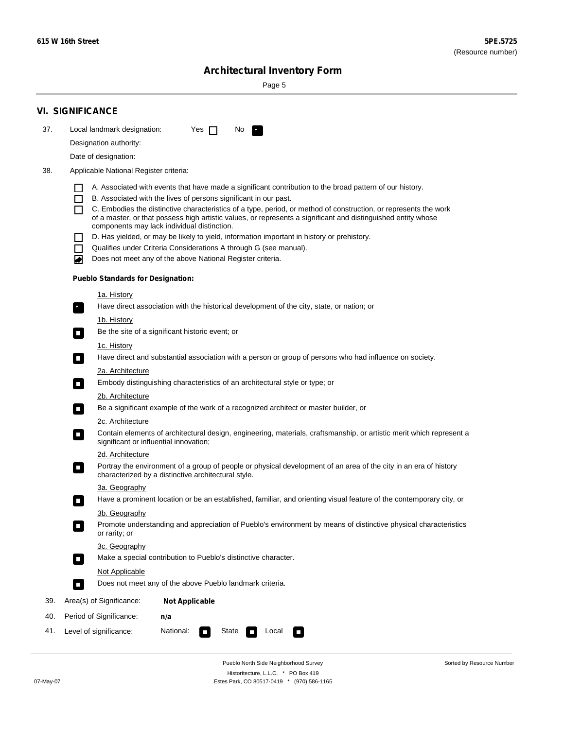## VI. SIGNIFICANCE

37. Local landmark designation: Yes ☐ No ☑

Designation authority:

Date of designation:

38. Applicable National Register criteria:

- ☐ A. Associated with events that have made a significant contribution to the broad pattern of our history.
- ☐ B. Associated with the lives of persons significant in our past.
- ☐ C. Embodies the distinctive characteristics of a type, period, or method of construction, or represents the work of a master, or that possess high artistic values, or represents a significant and distinguished entity whose components may lack individual distinction.
- ☐ D. Has yielded, or may be likely to yield, information important in history or prehistory.
- ☐ Qualifies under Criteria Considerations A through G (see manual).
- ☑ Does not meet any of the above National Register criteria.

**Pueblo Standards for Designation:**

1a. History
- ☑ Have direct association with the historical development of the city, state, or nation; or

1b. History
- ☐ Be the site of a significant historic event; or

1c. History
- ☐ Have direct and substantial association with a person or group of persons who had influence on society.

2a. Architecture
- ☐ Embody distinguishing characteristics of an architectural style or type; or

2b. Architecture
- ☐ Be a significant example of the work of a recognized architect or master builder, or

2c. Architecture
- ☐ Contain elements of architectural design, engineering, materials, craftsmanship, or artistic merit which represent a significant or influential innovation;

2d. Architecture
- ☐ Portray the environment of a group of people or physical development of an area of the city in an era of history characterized by a distinctive architectural style.

3a. Geography
- ☐ Have a prominent location or be an established, familiar, and orienting visual feature of the contemporary city, or

3b. Geography
- ☐ Promote understanding and appreciation of Pueblo's environment by means of distinctive physical characteristics or rarity; or

3c. Geography
- ☐ Make a special contribution to Pueblo's distinctive character.

Not Applicable
- ☐ Does not meet any of the above Pueblo landmark criteria.

39. Area(s) of Significance: **Not Applicable**

40. Period of Significance: **n/a**

41. Level of significance: National: ☐ State ☐ Local ☐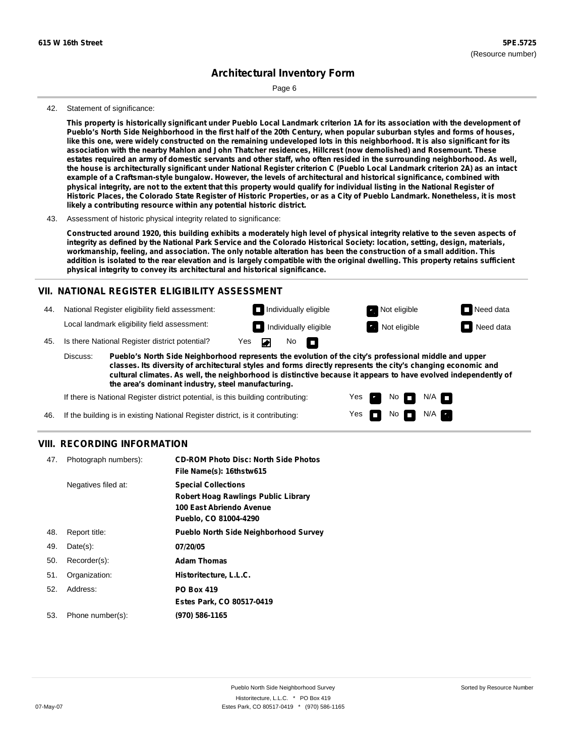42. Statement of significance:

**This property is historically significant under Pueblo Local Landmark criterion 1A for its association with the development of Pueblo's North Side Neighborhood in the first half of the 20th Century, when popular suburban styles and forms of houses, like this one, were widely constructed on the remaining undeveloped lots in this neighborhood. It is also significant for its association with the nearby Mahlon and John Thatcher residences, Hillcrest (now demolished) and Rosemount. These estates required an army of domestic servants and other staff, who often resided in the surrounding neighborhood. As well, the house is architecturally significant under National Register criterion C (Pueblo Local Landmark criterion 2A) as an intact example of a Craftsman-style bungalow. However, the levels of architectural and historical significance, combined with physical integrity, are not to the extent that this property would qualify for individual listing in the National Register of Historic Places, the Colorado State Register of Historic Properties, or as a City of Pueblo Landmark. Nonetheless, it is most likely a contributing resource within any potential historic district.**

43. Assessment of historic physical integrity related to significance:

**Constructed around 1920, this building exhibits a moderately high level of physical integrity relative to the seven aspects of integrity as defined by the National Park Service and the Colorado Historical Society: location, setting, design, materials, workmanship, feeling, and association. The only notable alteration has been the construction of a small addition. This addition is isolated to the rear elevation and is largely compatible with the original dwelling. This property retains sufficient physical integrity to convey its architectural and historical significance.**

## VII. NATIONAL REGISTER ELIGIBILITY ASSESSMENT

44. National Register eligibility field assessment: ☐ Individually eligible ☑ Not eligible ☐ Need data

Local landmark eligibility field assessment: ☐ Individually eligible ☑ Not eligible ☐ Need data

45. Is there National Register district potential? Yes ☑ No ☐

Discuss: **Pueblo's North Side Neighborhood represents the evolution of the city's professional middle and upper classes. Its diversity of architectural styles and forms directly represents the city's changing economic and cultural climates. As well, the neighborhood is distinctive because it appears to have evolved independently of the area's dominant industry, steel manufacturing.**

If there is National Register district potential, is this building contributing: Yes ☑ No ☐ N/A ☐

46. If the building is in existing National Register district, is it contributing: Yes ☐ No ☐ N/A ☑

## VIII. RECORDING INFORMATION

| | | |
|---|---|---|
| 47. | Photograph numbers): | **CD-ROM Photo Disc: North Side Photos**<br>**File Name(s): 16thstw615** |
| | Negatives filed at: | **Special Collections**<br>**Robert Hoag Rawlings Public Library**<br>**100 East Abriendo Avenue**<br>**Pueblo, CO 81004-4290** |
| 48. | Report title: | **Pueblo North Side Neighborhood Survey** |
| 49. | Date(s): | **07/20/05** |
| 50. | Recorder(s): | **Adam Thomas** |
| 51. | Organization: | **Historitecture, L.L.C.** |
| 52. | Address: | **PO Box 419**<br>**Estes Park, CO 80517-0419** |
| 53. | Phone number(s): | **(970) 586-1165** |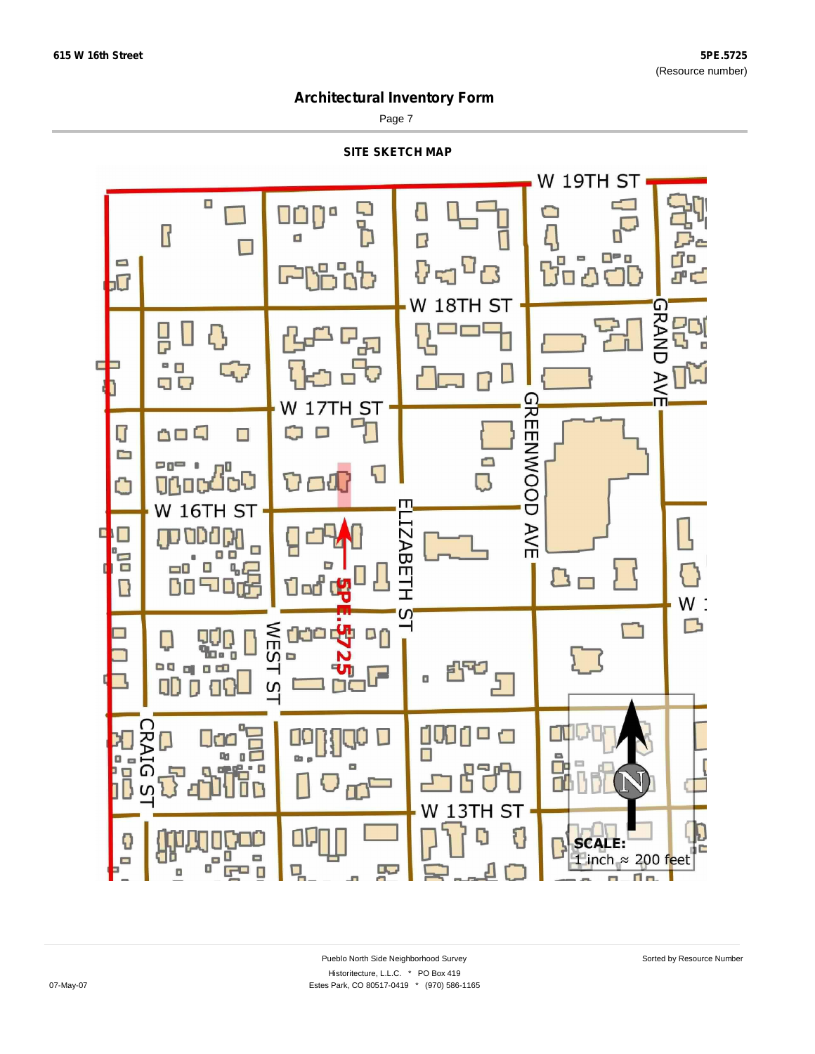# Architectural Inventory Form

## SITE SKETCH MAP

W 19TH ST

W 18TH ST

W 17TH ST

W 16TH ST

GRAND AVE

GREENWOOD AVE

ELIZABETH ST

WEST ST

CRAIG ST

W 13TH ST

5PE.5725

**SCALE:**
1 inch ≈ 200 feet

Pueblo North Side Neighborhood Survey
Historitecture, L.L.C. * PO Box 419
Estes Park, CO 80517-0419 * (970) 586-1165

Sorted by Resource Number

07-May-07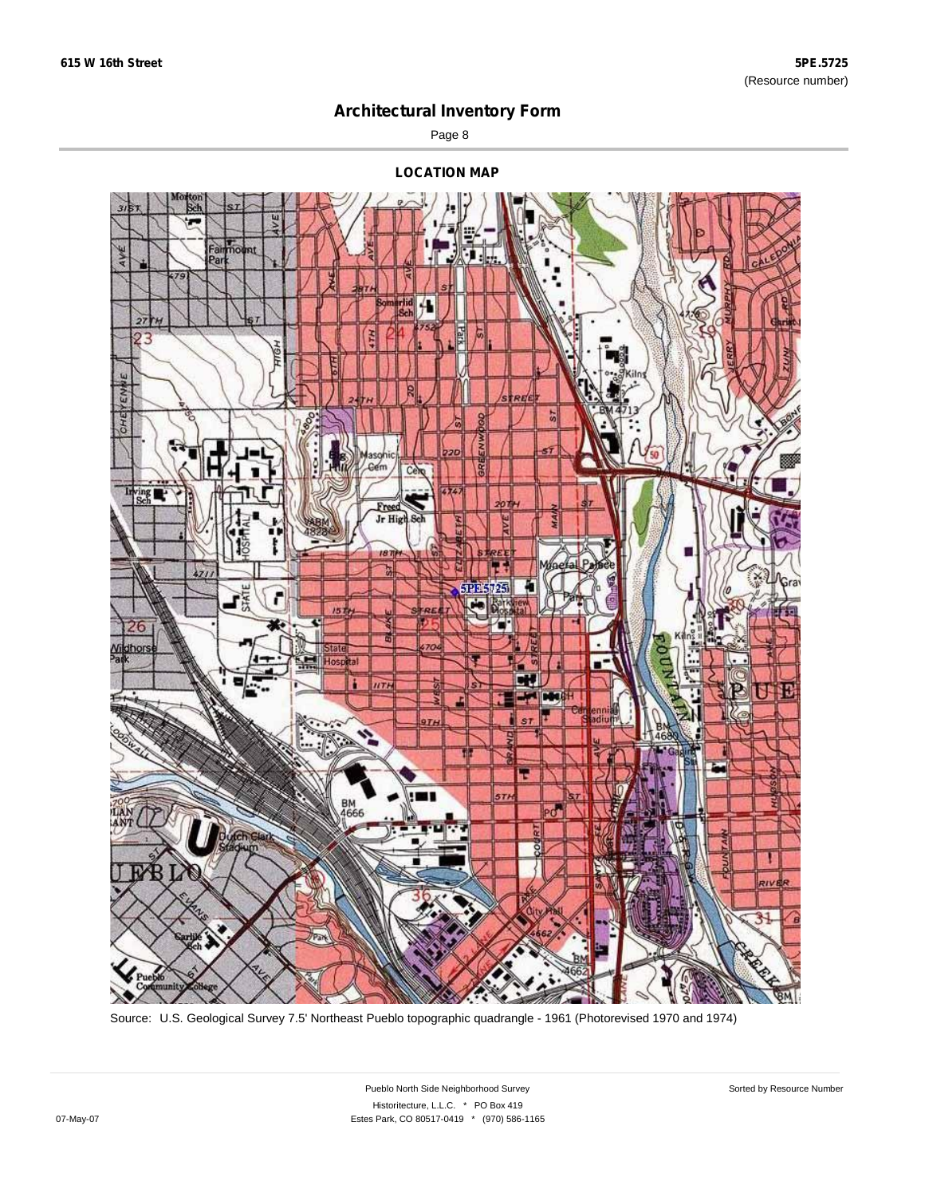# Architectural Inventory Form

## LOCATION MAP

Source: U.S. Geological Survey 7.5' Northeast Pueblo topographic quadrangle - 1961 (Photorevised 1970 and 1974)